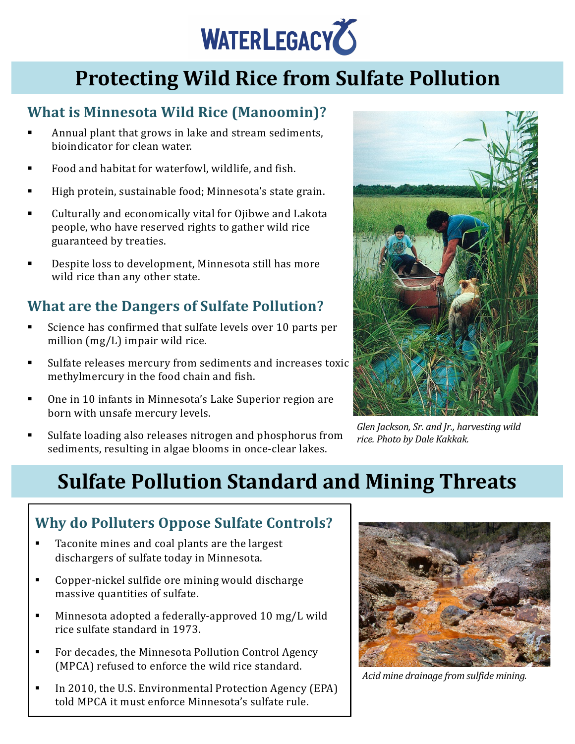WATERLEGACY

# Protecting Wild Rice from Sulfate Pollution

## What is Minnesota Wild Rice (Manoomin)?

- Annual plant that grows in lake and stream sediments, bioindicator for clean water.
- Food and habitat for waterfowl, wildlife, and fish.
- High protein, sustainable food; Minnesota's state grain.
- Culturally and economically vital for Ojibwe and Lakota people, who have reserved rights to gather wild rice guaranteed by treaties.
- Despite loss to development, Minnesota still has more wild rice than any other state.

*Glen Jackson, Sr. and Jr., harvesting wild rice. Photo by Dale Kakkak.*

## What are the Dangers of Sulfate Pollution?

- Science has confirmed that sulfate levels over 10 parts per million (mg/L) impair wild rice.
- Sulfate releases mercury from sediments and increases toxic methylmercury in the food chain and fish.
- One in 10 infants in Minnesota's Lake Superior region are born with unsafe mercury levels.
- Sulfate loading also releases nitrogen and phosphorus from sediments, resulting in algae blooms in once-clear lakes.

# Sulfate Pollution Standard and Mining Threats

## Why do Polluters Oppose Sulfate Controls?

- Taconite mines and coal plants are the largest dischargers of sulfate today in Minnesota.
- Copper-nickel sulfide ore mining would discharge massive quantities of sulfate.
- Minnesota adopted a federally-approved 10 mg/L wild rice sulfate standard in 1973.
- For decades, the Minnesota Pollution Control Agency (MPCA) refused to enforce the wild rice standard.
- In 2010, the U.S. Environmental Protection Agency (EPA) told MPCA it must enforce Minnesota's sulfate rule.

*Acid mine drainage from sulfide mining.*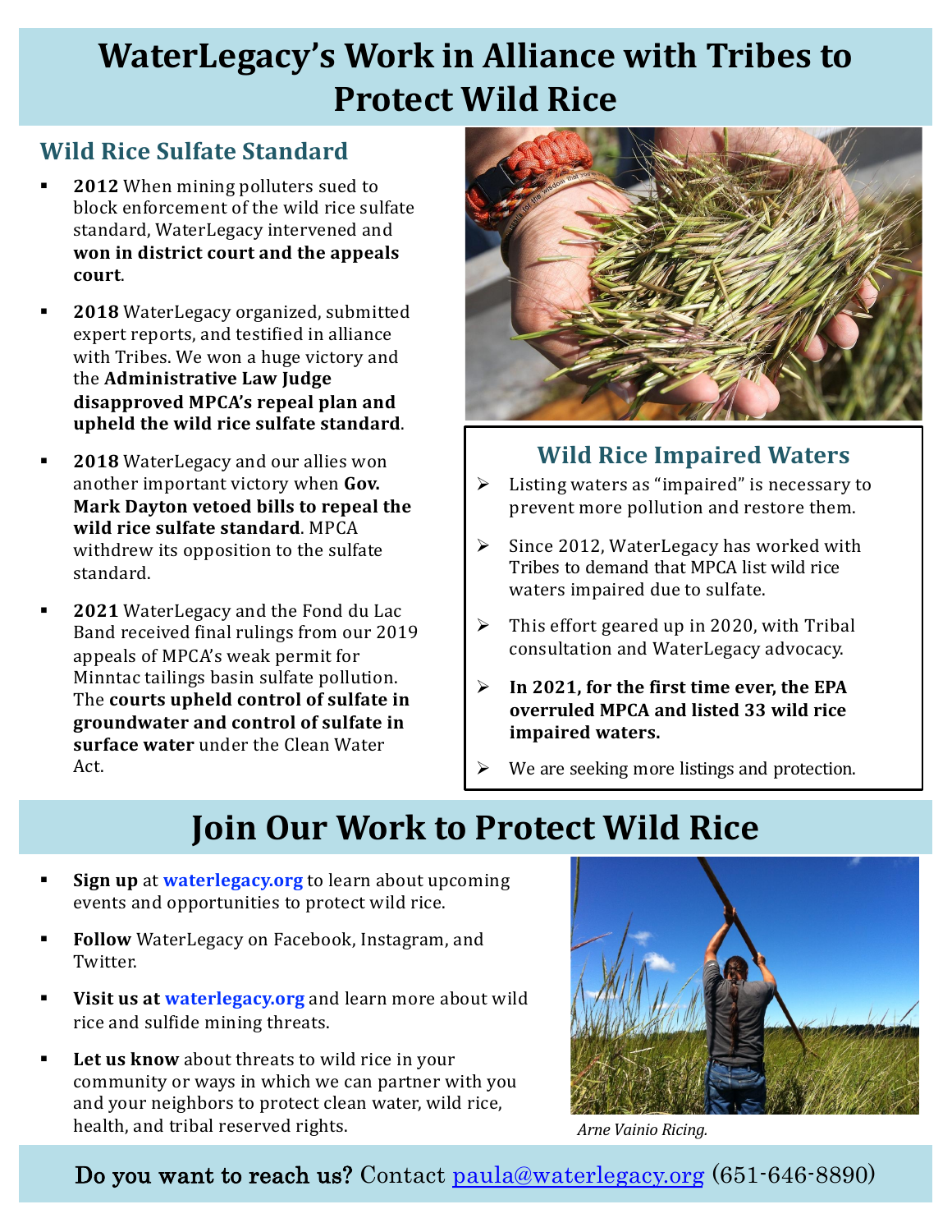# WaterLegacy's Work in Alliance with Tribes to Protect Wild Rice

## Wild Rice Sulfate Standard

- **2012** When mining polluters sued to block enforcement of the wild rice sulfate standard, WaterLegacy intervened and **won in district court and the appeals court**.
- **2018** WaterLegacy organized, submitted expert reports, and testified in alliance with Tribes. We won a huge victory and the **Administrative Law Judge disapproved MPCA's repeal plan and upheld the wild rice sulfate standard**.
- **2018** WaterLegacy and our allies won another important victory when **Gov. Mark Dayton vetoed bills to repeal the wild rice sulfate standard**. MPCA withdrew its opposition to the sulfate standard.
- **2021** WaterLegacy and the Fond du Lac Band received final rulings from our 2019 appeals of MPCA's weak permit for Minntac tailings basin sulfate pollution. The **courts upheld control of sulfate in groundwater and control of sulfate in surface water** under the Clean Water Act.

## Wild Rice Impaired Waters

- Listing waters as "impaired" is necessary to prevent more pollution and restore them.
- Since 2012, WaterLegacy has worked with Tribes to demand that MPCA list wild rice waters impaired due to sulfate.
- This effort geared up in 2020, with Tribal consultation and WaterLegacy advocacy.
- **In 2021, for the first time ever, the EPA overruled MPCA and listed 33 wild rice impaired waters.**
- We are seeking more listings and protection.

# Join Our Work to Protect Wild Rice

- **Sign up** at **waterlegacy.org** to learn about upcoming events and opportunities to protect wild rice.
- **Follow** WaterLegacy on Facebook, Instagram, and Twitter.
- **Visit us at waterlegacy.org** and learn more about wild rice and sulfide mining threats.
- **Let us know** about threats to wild rice in your community or ways in which we can partner with you and your neighbors to protect clean water, wild rice, health, and tribal reserved rights.

*Arne Vainio Ricing.*

**Do you want to reach us?** Contact paula@waterlegacy.org (651-646-8890)